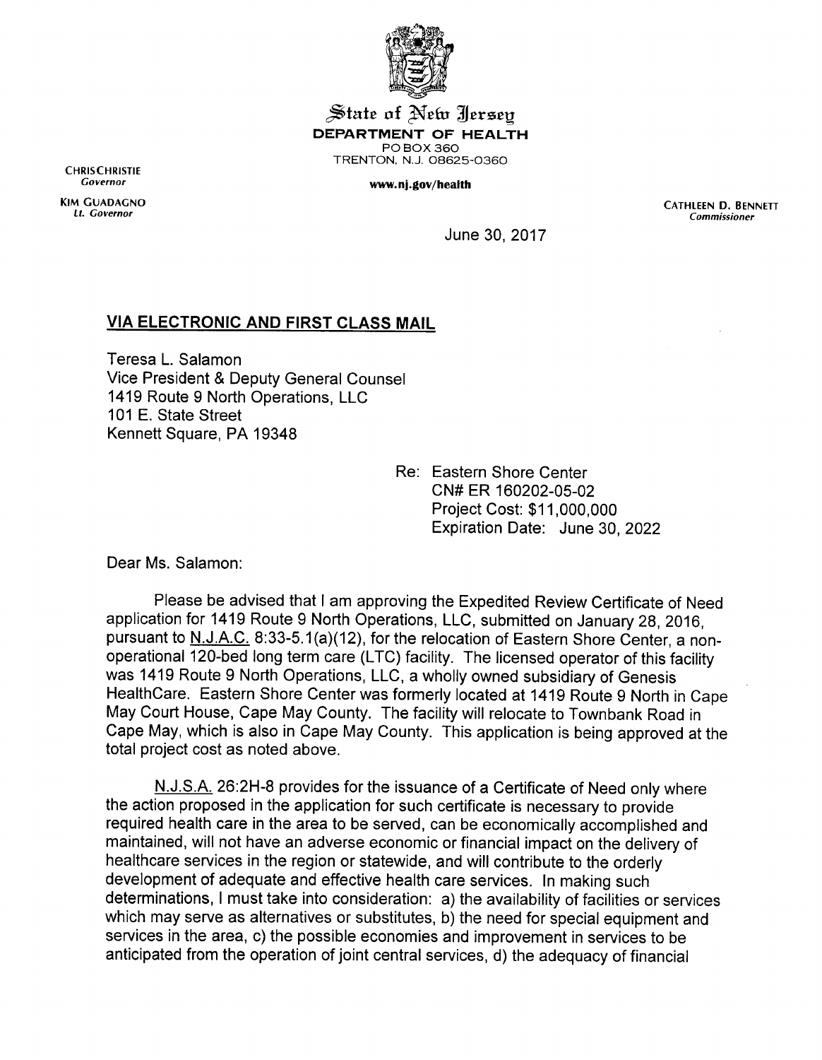State of New Jersey
**DEPARTMENT OF HEALTH**
PO BOX 360
TRENTON, N.J. 08625-0360

**www.nj.gov/health**

CHRIS CHRISTIE
*Governor*

KIM GUADAGNO
*Lt. Governor*

CATHLEEN D. BENNETT
*Commissioner*

June 30, 2017

**VIA ELECTRONIC AND FIRST CLASS MAIL**

Teresa L. Salamon
Vice President & Deputy General Counsel
1419 Route 9 North Operations, LLC
101 E. State Street
Kennett Square, PA 19348

Re: Eastern Shore Center
CN# ER 160202-05-02
Project Cost: $11,000,000
Expiration Date: June 30, 2022

Dear Ms. Salamon:

Please be advised that I am approving the Expedited Review Certificate of Need application for 1419 Route 9 North Operations, LLC, submitted on January 28, 2016, pursuant to N.J.A.C. 8:33-5.1(a)(12), for the relocation of Eastern Shore Center, a non-operational 120-bed long term care (LTC) facility. The licensed operator of this facility was 1419 Route 9 North Operations, LLC, a wholly owned subsidiary of Genesis HealthCare. Eastern Shore Center was formerly located at 1419 Route 9 North in Cape May Court House, Cape May County. The facility will relocate to Townbank Road in Cape May, which is also in Cape May County. This application is being approved at the total project cost as noted above.

N.J.S.A. 26:2H-8 provides for the issuance of a Certificate of Need only where the action proposed in the application for such certificate is necessary to provide required health care in the area to be served, can be economically accomplished and maintained, will not have an adverse economic or financial impact on the delivery of healthcare services in the region or statewide, and will contribute to the orderly development of adequate and effective health care services. In making such determinations, I must take into consideration: a) the availability of facilities or services which may serve as alternatives or substitutes, b) the need for special equipment and services in the area, c) the possible economies and improvement in services to be anticipated from the operation of joint central services, d) the adequacy of financial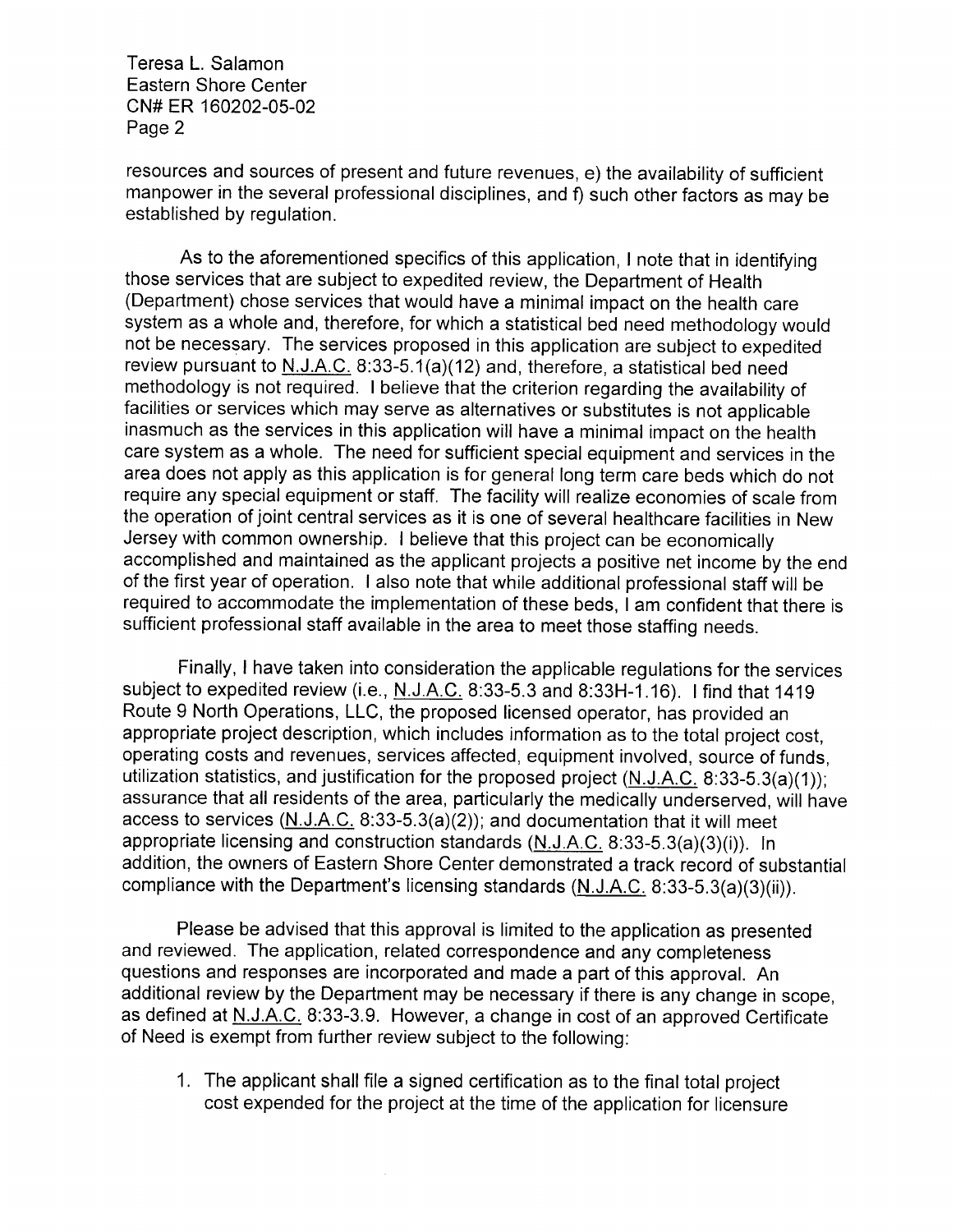resources and sources of present and future revenues, e) the availability of sufficient manpower in the several professional disciplines, and f) such other factors as may be established by regulation.

As to the aforementioned specifics of this application, I note that in identifying those services that are subject to expedited review, the Department of Health (Department) chose services that would have a minimal impact on the health care system as a whole and, therefore, for which a statistical bed need methodology would not be necessary. The services proposed in this application are subject to expedited review pursuant to N.J.A.C. 8:33-5.1(a)(12) and, therefore, a statistical bed need methodology is not required. I believe that the criterion regarding the availability of facilities or services which may serve as alternatives or substitutes is not applicable inasmuch as the services in this application will have a minimal impact on the health care system as a whole. The need for sufficient special equipment and services in the area does not apply as this application is for general long term care beds which do not require any special equipment or staff. The facility will realize economies of scale from the operation of joint central services as it is one of several healthcare facilities in New Jersey with common ownership. I believe that this project can be economically accomplished and maintained as the applicant projects a positive net income by the end of the first year of operation. I also note that while additional professional staff will be required to accommodate the implementation of these beds, I am confident that there is sufficient professional staff available in the area to meet those staffing needs.

Finally, I have taken into consideration the applicable regulations for the services subject to expedited review (i.e., N.J.A.C. 8:33-5.3 and 8:33H-1.16). I find that 1419 Route 9 North Operations, LLC, the proposed licensed operator, has provided an appropriate project description, which includes information as to the total project cost, operating costs and revenues, services affected, equipment involved, source of funds, utilization statistics, and justification for the proposed project (N.J.A.C. 8:33-5.3(a)(1)); assurance that all residents of the area, particularly the medically underserved, will have access to services (N.J.A.C. 8:33-5.3(a)(2)); and documentation that it will meet appropriate licensing and construction standards (N.J.A.C. 8:33-5.3(a)(3)(i)). In addition, the owners of Eastern Shore Center demonstrated a track record of substantial compliance with the Department's licensing standards (N.J.A.C. 8:33-5.3(a)(3)(ii)).

Please be advised that this approval is limited to the application as presented and reviewed. The application, related correspondence and any completeness questions and responses are incorporated and made a part of this approval. An additional review by the Department may be necessary if there is any change in scope, as defined at N.J.A.C. 8:33-3.9. However, a change in cost of an approved Certificate of Need is exempt from further review subject to the following:

1. The applicant shall file a signed certification as to the final total project cost expended for the project at the time of the application for licensure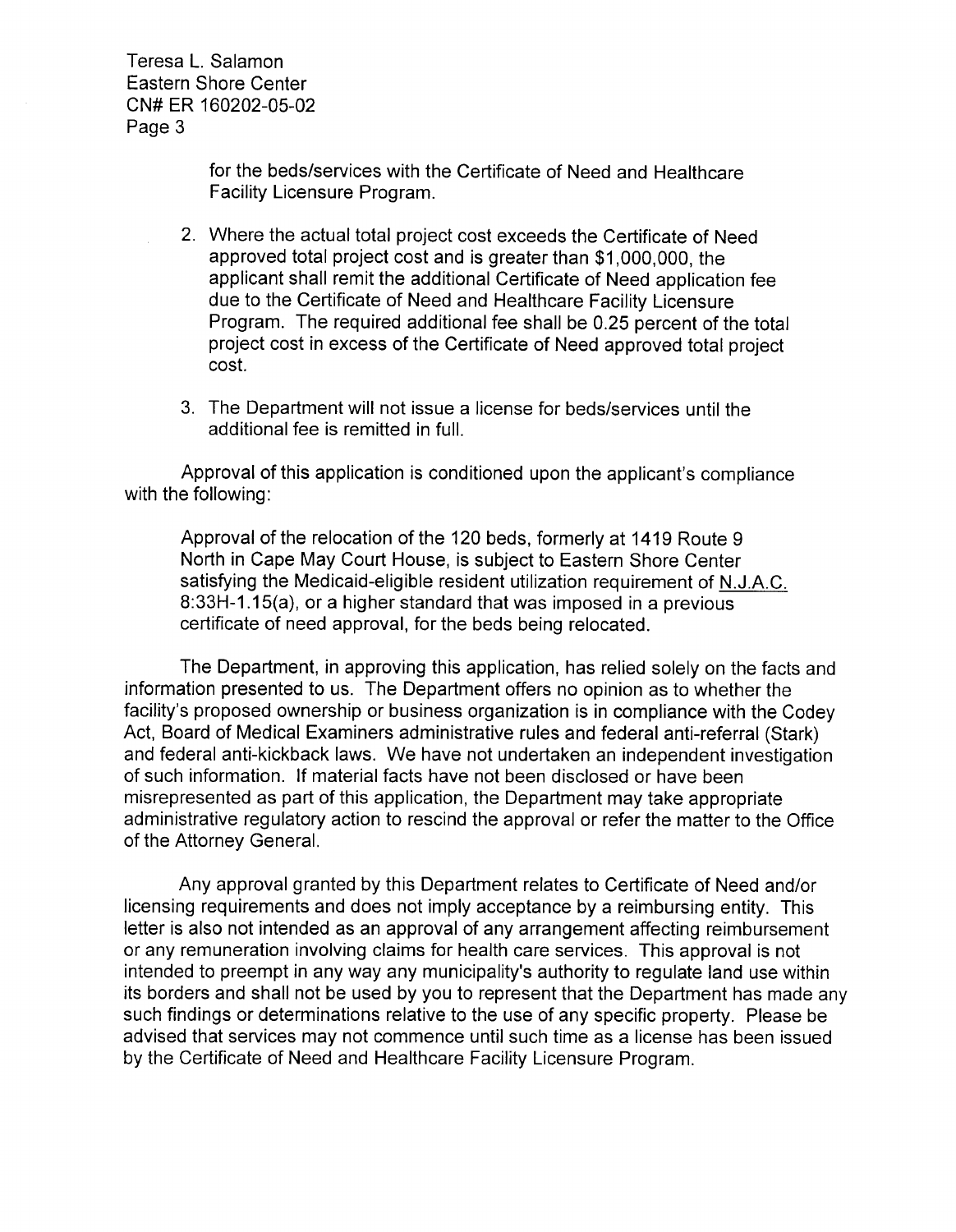for the beds/services with the Certificate of Need and Healthcare Facility Licensure Program.

2. Where the actual total project cost exceeds the Certificate of Need approved total project cost and is greater than $1,000,000, the applicant shall remit the additional Certificate of Need application fee due to the Certificate of Need and Healthcare Facility Licensure Program. The required additional fee shall be 0.25 percent of the total project cost in excess of the Certificate of Need approved total project cost.

3. The Department will not issue a license for beds/services until the additional fee is remitted in full.

Approval of this application is conditioned upon the applicant's compliance with the following:

> Approval of the relocation of the 120 beds, formerly at 1419 Route 9 North in Cape May Court House, is subject to Eastern Shore Center satisfying the Medicaid-eligible resident utilization requirement of N.J.A.C. 8:33H-1.15(a), or a higher standard that was imposed in a previous certificate of need approval, for the beds being relocated.

The Department, in approving this application, has relied solely on the facts and information presented to us. The Department offers no opinion as to whether the facility's proposed ownership or business organization is in compliance with the Codey Act, Board of Medical Examiners administrative rules and federal anti-referral (Stark) and federal anti-kickback laws. We have not undertaken an independent investigation of such information. If material facts have not been disclosed or have been misrepresented as part of this application, the Department may take appropriate administrative regulatory action to rescind the approval or refer the matter to the Office of the Attorney General.

Any approval granted by this Department relates to Certificate of Need and/or licensing requirements and does not imply acceptance by a reimbursing entity. This letter is also not intended as an approval of any arrangement affecting reimbursement or any remuneration involving claims for health care services. This approval is not intended to preempt in any way any municipality's authority to regulate land use within its borders and shall not be used by you to represent that the Department has made any such findings or determinations relative to the use of any specific property. Please be advised that services may not commence until such time as a license has been issued by the Certificate of Need and Healthcare Facility Licensure Program.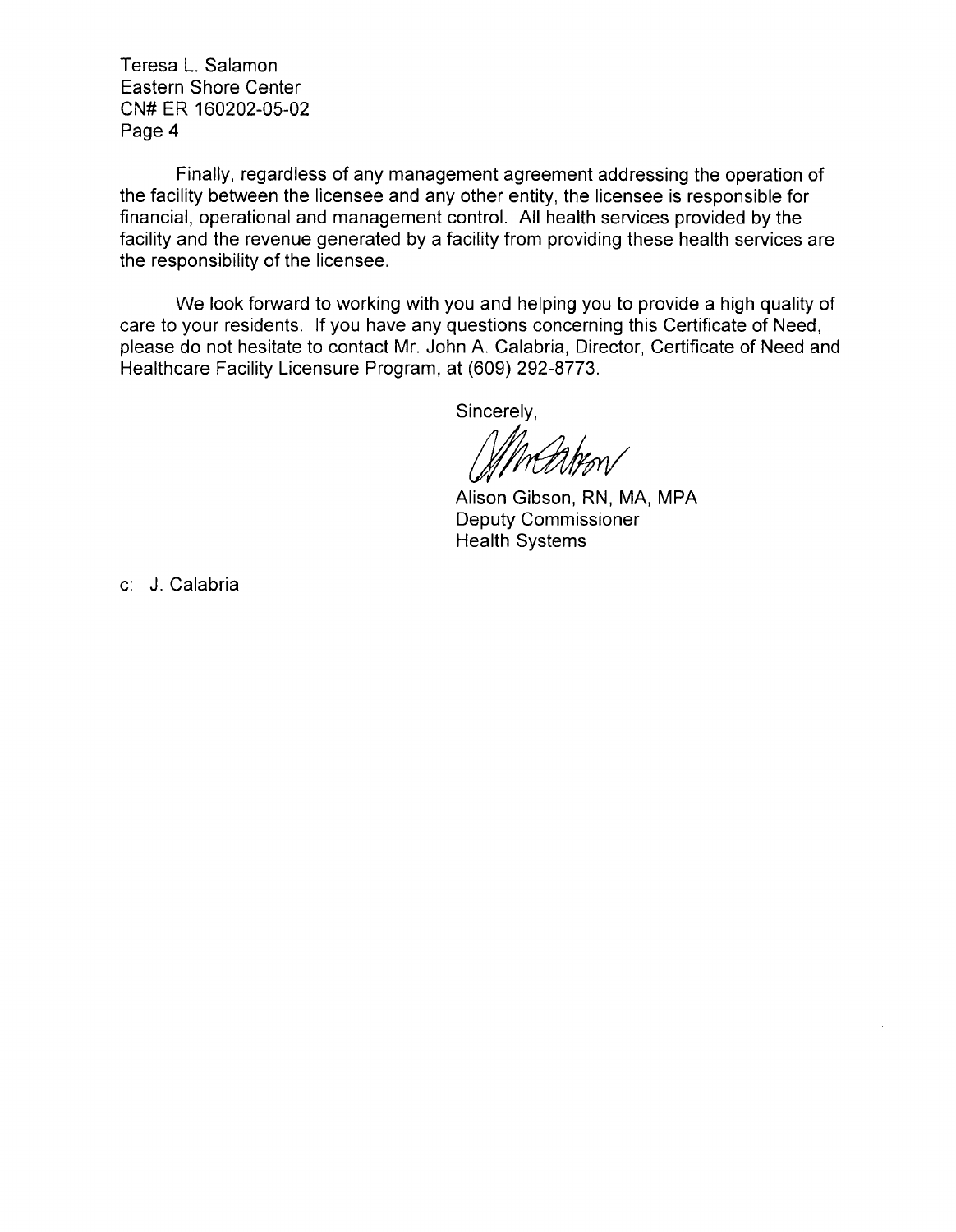Finally, regardless of any management agreement addressing the operation of the facility between the licensee and any other entity, the licensee is responsible for financial, operational and management control. All health services provided by the facility and the revenue generated by a facility from providing these health services are the responsibility of the licensee.

We look forward to working with you and helping you to provide a high quality of care to your residents. If you have any questions concerning this Certificate of Need, please do not hesitate to contact Mr. John A. Calabria, Director, Certificate of Need and Healthcare Facility Licensure Program, at (609) 292-8773.

Sincerely,

Alison Gibson, RN, MA, MPA
Deputy Commissioner
Health Systems

c: J. Calabria